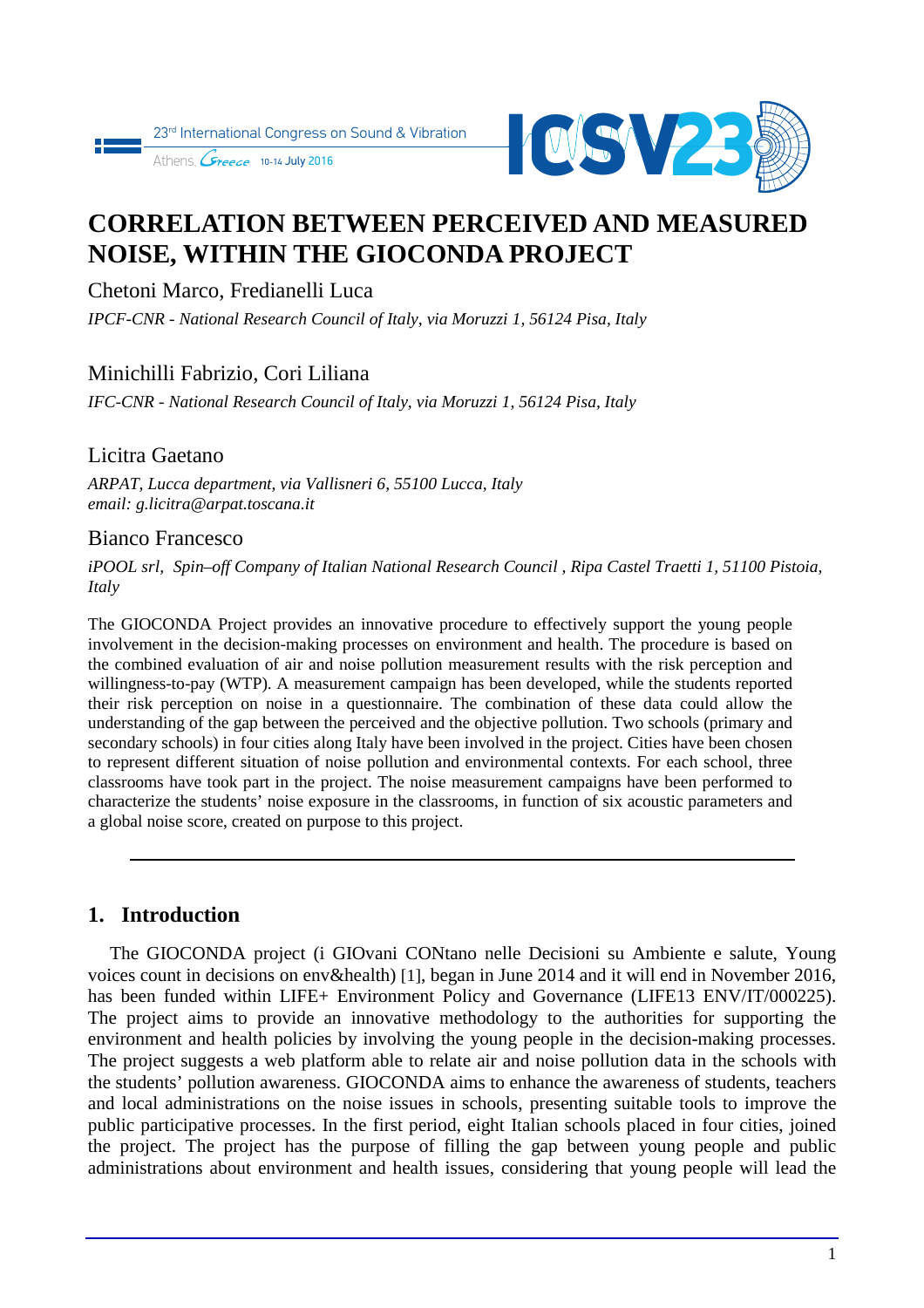# CORRELATION BETWEEN PERCEIVED AND MEASURED NOISE, WITHIN THE GIOCONDA PROJECT

Chetoni Marco, Fredianelli Luca

*IPCF-CNR - National Research Council of Italy, via Moruzzi 1, 56124 Pisa, Italy*

Minichilli Fabrizio, Cori Liliana

*IFC-CNR - National Research Council of Italy, via Moruzzi 1, 56124 Pisa, Italy*

Licitra Gaetano

*ARPAT, Lucca department, via Vallisneri 6, 55100 Lucca, Italy*
*email: g.licitra@arpat.toscana.it*

Bianco Francesco

*iPOOL srl, Spin–off Company of Italian National Research Council , Ripa Castel Traetti 1, 51100 Pistoia, Italy*

The GIOCONDA Project provides an innovative procedure to effectively support the young people involvement in the decision-making processes on environment and health. The procedure is based on the combined evaluation of air and noise pollution measurement results with the risk perception and willingness-to-pay (WTP). A measurement campaign has been developed, while the students reported their risk perception on noise in a questionnaire. The combination of these data could allow the understanding of the gap between the perceived and the objective pollution. Two schools (primary and secondary schools) in four cities along Italy have been involved in the project. Cities have been chosen to represent different situation of noise pollution and environmental contexts. For each school, three classrooms have took part in the project. The noise measurement campaigns have been performed to characterize the students' noise exposure in the classrooms, in function of six acoustic parameters and a global noise score, created on purpose to this project.

---

## 1. Introduction

The GIOCONDA project (i GIOvani CONtano nelle Decisioni su Ambiente e salute, Young voices count in decisions on env&health) [1], began in June 2014 and it will end in November 2016, has been funded within LIFE+ Environment Policy and Governance (LIFE13 ENV/IT/000225). The project aims to provide an innovative methodology to the authorities for supporting the environment and health policies by involving the young people in the decision-making processes. The project suggests a web platform able to relate air and noise pollution data in the schools with the students' pollution awareness. GIOCONDA aims to enhance the awareness of students, teachers and local administrations on the noise issues in schools, presenting suitable tools to improve the public participative processes. In the first period, eight Italian schools placed in four cities, joined the project. The project has the purpose of filling the gap between young people and public administrations about environment and health issues, considering that young people will lead the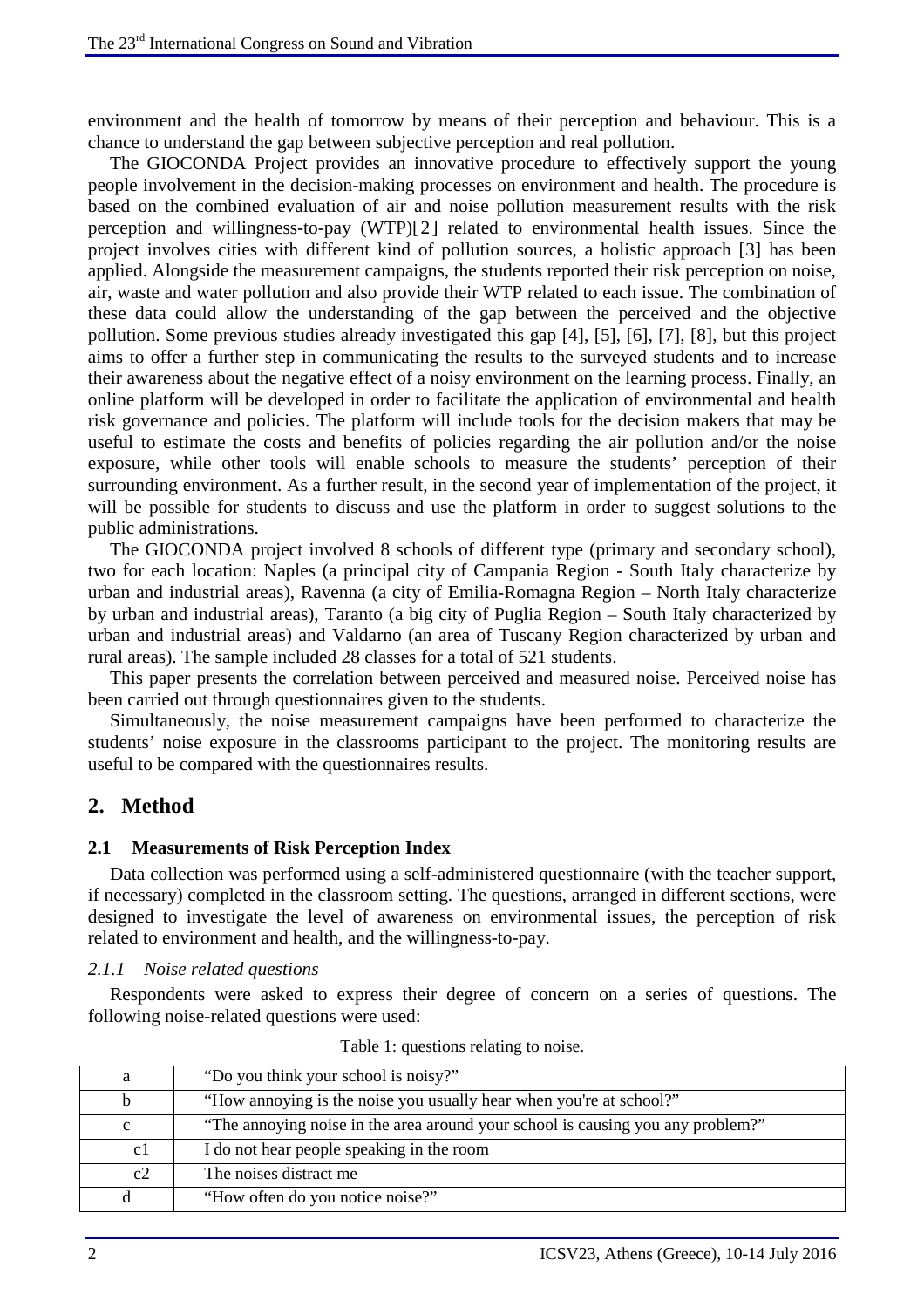environment and the health of tomorrow by means of their perception and behaviour. This is a chance to understand the gap between subjective perception and real pollution.

The GIOCONDA Project provides an innovative procedure to effectively support the young people involvement in the decision-making processes on environment and health. The procedure is based on the combined evaluation of air and noise pollution measurement results with the risk perception and willingness-to-pay (WTP)[2] related to environmental health issues. Since the project involves cities with different kind of pollution sources, a holistic approach [3] has been applied. Alongside the measurement campaigns, the students reported their risk perception on noise, air, waste and water pollution and also provide their WTP related to each issue. The combination of these data could allow the understanding of the gap between the perceived and the objective pollution. Some previous studies already investigated this gap [4], [5], [6], [7], [8], but this project aims to offer a further step in communicating the results to the surveyed students and to increase their awareness about the negative effect of a noisy environment on the learning process. Finally, an online platform will be developed in order to facilitate the application of environmental and health risk governance and policies. The platform will include tools for the decision makers that may be useful to estimate the costs and benefits of policies regarding the air pollution and/or the noise exposure, while other tools will enable schools to measure the students' perception of their surrounding environment. As a further result, in the second year of implementation of the project, it will be possible for students to discuss and use the platform in order to suggest solutions to the public administrations.

The GIOCONDA project involved 8 schools of different type (primary and secondary school), two for each location: Naples (a principal city of Campania Region - South Italy characterize by urban and industrial areas), Ravenna (a city of Emilia-Romagna Region – North Italy characterize by urban and industrial areas), Taranto (a big city of Puglia Region – South Italy characterized by urban and industrial areas) and Valdarno (an area of Tuscany Region characterized by urban and rural areas). The sample included 28 classes for a total of 521 students.

This paper presents the correlation between perceived and measured noise. Perceived noise has been carried out through questionnaires given to the students.

Simultaneously, the noise measurement campaigns have been performed to characterize the students' noise exposure in the classrooms participant to the project. The monitoring results are useful to be compared with the questionnaires results.

## 2. Method

### 2.1 Measurements of Risk Perception Index

Data collection was performed using a self-administered questionnaire (with the teacher support, if necessary) completed in the classroom setting. The questions, arranged in different sections, were designed to investigate the level of awareness on environmental issues, the perception of risk related to environment and health, and the willingness-to-pay.

#### *2.1.1 Noise related questions*

Respondents were asked to express their degree of concern on a series of questions. The following noise-related questions were used:

Table 1: questions relating to noise.

| | |
|---|---|
| a | "Do you think your school is noisy?" |
| b | "How annoying is the noise you usually hear when you're at school?" |
| c | "The annoying noise in the area around your school is causing you any problem?" |
| c1 | I do not hear people speaking in the room |
| c2 | The noises distract me |
| d | "How often do you notice noise?" |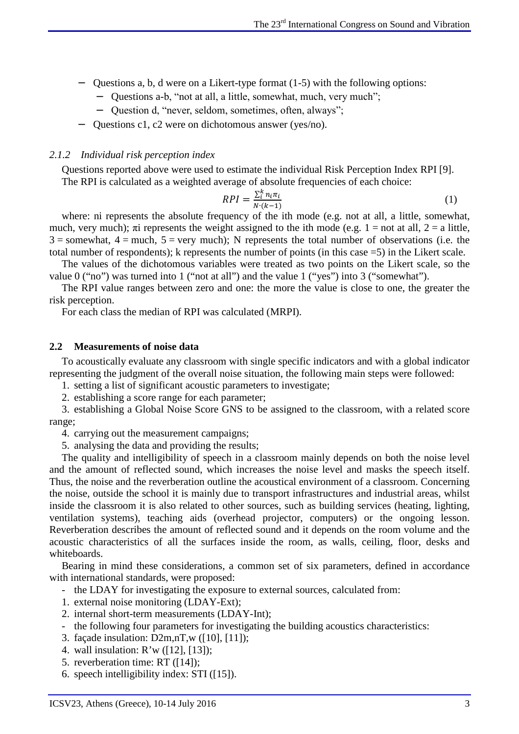- Questions a, b, d were on a Likert-type format (1-5) with the following options:
  - Questions a-b, "not at all, a little, somewhat, much, very much";
  - Question d, "never, seldom, sometimes, often, always";
- Questions c1, c2 were on dichotomous answer (yes/no).

### *2.1.2 Individual risk perception index*

Questions reported above were used to estimate the individual Risk Perception Index RPI [9]. The RPI is calculated as a weighted average of absolute frequencies of each choice:

$$RPI = \frac{\sum_i^k n_i \pi_i}{N \cdot (k-1)} \tag{1}$$

where: ni represents the absolute frequency of the ith mode (e.g. not at all, a little, somewhat, much, very much); $\pi$i represents the weight assigned to the ith mode (e.g. 1 = not at all, 2 = a little, 3 = somewhat, 4 = much, 5 = very much); N represents the total number of observations (i.e. the total number of respondents); k represents the number of points (in this case =5) in the Likert scale.

The values of the dichotomous variables were treated as two points on the Likert scale, so the value 0 ("no") was turned into 1 ("not at all") and the value 1 ("yes") into 3 ("somewhat").

The RPI value ranges between zero and one: the more the value is close to one, the greater the risk perception.

For each class the median of RPI was calculated (MRPI).

## 2.2 Measurements of noise data

To acoustically evaluate any classroom with single specific indicators and with a global indicator representing the judgment of the overall noise situation, the following main steps were followed:

1. setting a list of significant acoustic parameters to investigate;
2. establishing a score range for each parameter;
3. establishing a Global Noise Score GNS to be assigned to the classroom, with a related score range;
4. carrying out the measurement campaigns;
5. analysing the data and providing the results;

The quality and intelligibility of speech in a classroom mainly depends on both the noise level and the amount of reflected sound, which increases the noise level and masks the speech itself. Thus, the noise and the reverberation outline the acoustical environment of a classroom. Concerning the noise, outside the school it is mainly due to transport infrastructures and industrial areas, whilst inside the classroom it is also related to other sources, such as building services (heating, lighting, ventilation systems), teaching aids (overhead projector, computers) or the ongoing lesson. Reverberation describes the amount of reflected sound and it depends on the room volume and the acoustic characteristics of all the surfaces inside the room, as walls, ceiling, floor, desks and whiteboards.

Bearing in mind these considerations, a common set of six parameters, defined in accordance with international standards, were proposed:

- the LDAY for investigating the exposure to external sources, calculated from:

1. external noise monitoring (LDAY-Ext);
2. internal short-term measurements (LDAY-Int);

- the following four parameters for investigating the building acoustics characteristics:

3. façade insulation: D2m,nT,w ([10], [11]);
4. wall insulation: R'w ([12], [13]);
5. reverberation time: RT ([14]);
6. speech intelligibility index: STI ([15]).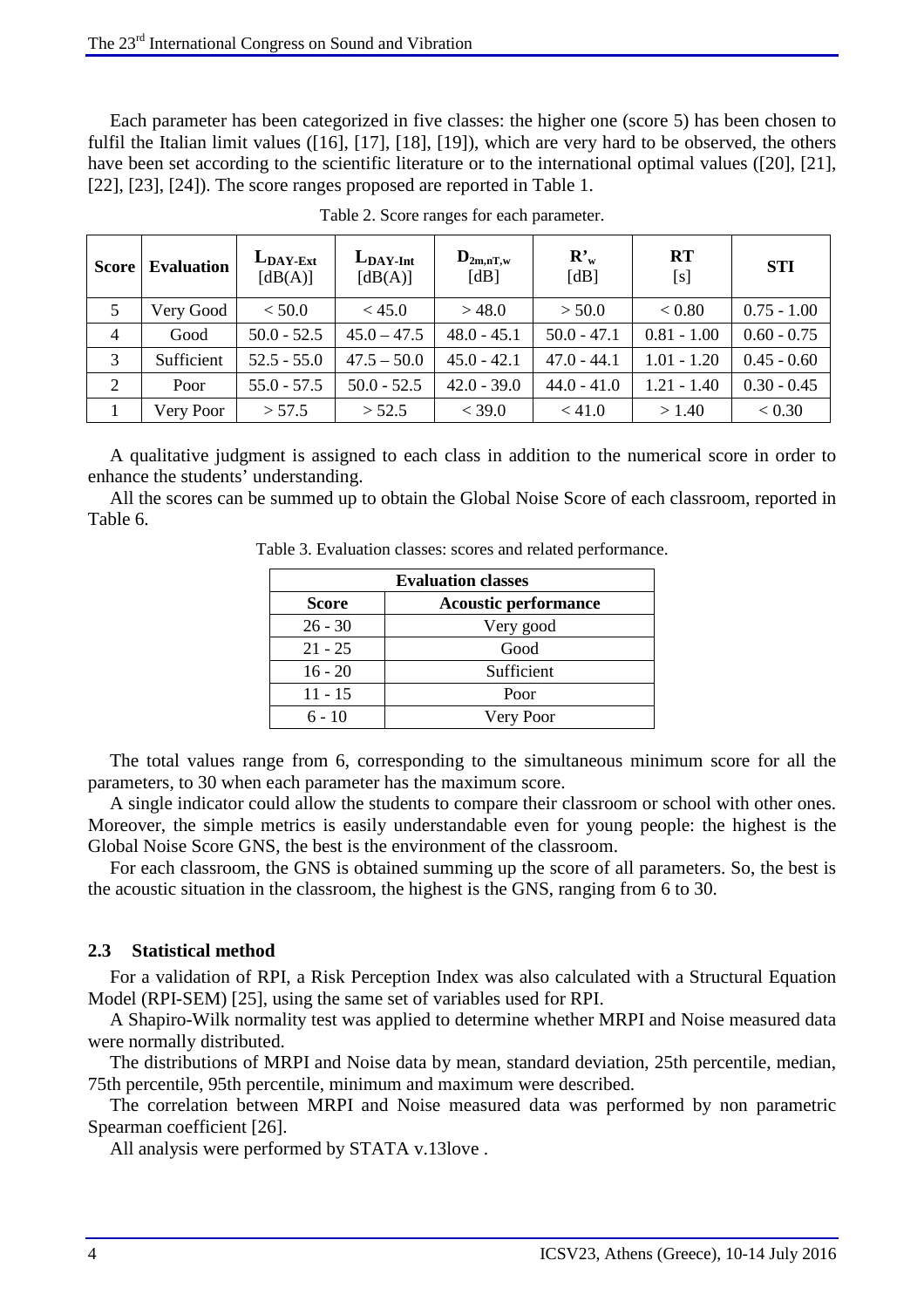Each parameter has been categorized in five classes: the higher one (score 5) has been chosen to fulfil the Italian limit values ([16], [17], [18], [19]), which are very hard to be observed, the others have been set according to the scientific literature or to the international optimal values ([20], [21], [22], [23], [24]). The score ranges proposed are reported in Table 1.

Table 2. Score ranges for each parameter.

| Score | Evaluation | $L_{DAY\text{-}Ext}$ [dB(A)] | $L_{DAY\text{-}Int}$ [dB(A)] | $D_{2m,nT,w}$ [dB] | $R'_w$ [dB] | RT [s] | STI |
|---|---|---|---|---|---|---|---|
| 5 | Very Good | < 50.0 | < 45.0 | > 48.0 | > 50.0 | < 0.80 | 0.75 - 1.00 |
| 4 | Good | 50.0 - 52.5 | 45.0 – 47.5 | 48.0 - 45.1 | 50.0 - 47.1 | 0.81 - 1.00 | 0.60 - 0.75 |
| 3 | Sufficient | 52.5 - 55.0 | 47.5 – 50.0 | 45.0 - 42.1 | 47.0 - 44.1 | 1.01 - 1.20 | 0.45 - 0.60 |
| 2 | Poor | 55.0 - 57.5 | 50.0 - 52.5 | 42.0 - 39.0 | 44.0 - 41.0 | 1.21 - 1.40 | 0.30 - 0.45 |
| 1 | Very Poor | > 57.5 | > 52.5 | < 39.0 | < 41.0 | > 1.40 | < 0.30 |

A qualitative judgment is assigned to each class in addition to the numerical score in order to enhance the students' understanding.

All the scores can be summed up to obtain the Global Noise Score of each classroom, reported in Table 6.

Table 3. Evaluation classes: scores and related performance.

| Evaluation classes | |
|---|---|
| **Score** | **Acoustic performance** |
| 26 - 30 | Very good |
| 21 - 25 | Good |
| 16 - 20 | Sufficient |
| 11 - 15 | Poor |
| 6 - 10 | Very Poor |

The total values range from 6, corresponding to the simultaneous minimum score for all the parameters, to 30 when each parameter has the maximum score.

A single indicator could allow the students to compare their classroom or school with other ones. Moreover, the simple metrics is easily understandable even for young people: the highest is the Global Noise Score GNS, the best is the environment of the classroom.

For each classroom, the GNS is obtained summing up the score of all parameters. So, the best is the acoustic situation in the classroom, the highest is the GNS, ranging from 6 to 30.

### 2.3 Statistical method

For a validation of RPI, a Risk Perception Index was also calculated with a Structural Equation Model (RPI-SEM) [25], using the same set of variables used for RPI.

A Shapiro-Wilk normality test was applied to determine whether MRPI and Noise measured data were normally distributed.

The distributions of MRPI and Noise data by mean, standard deviation, 25th percentile, median, 75th percentile, 95th percentile, minimum and maximum were described.

The correlation between MRPI and Noise measured data was performed by non parametric Spearman coefficient [26].

All analysis were performed by STATA v.13love .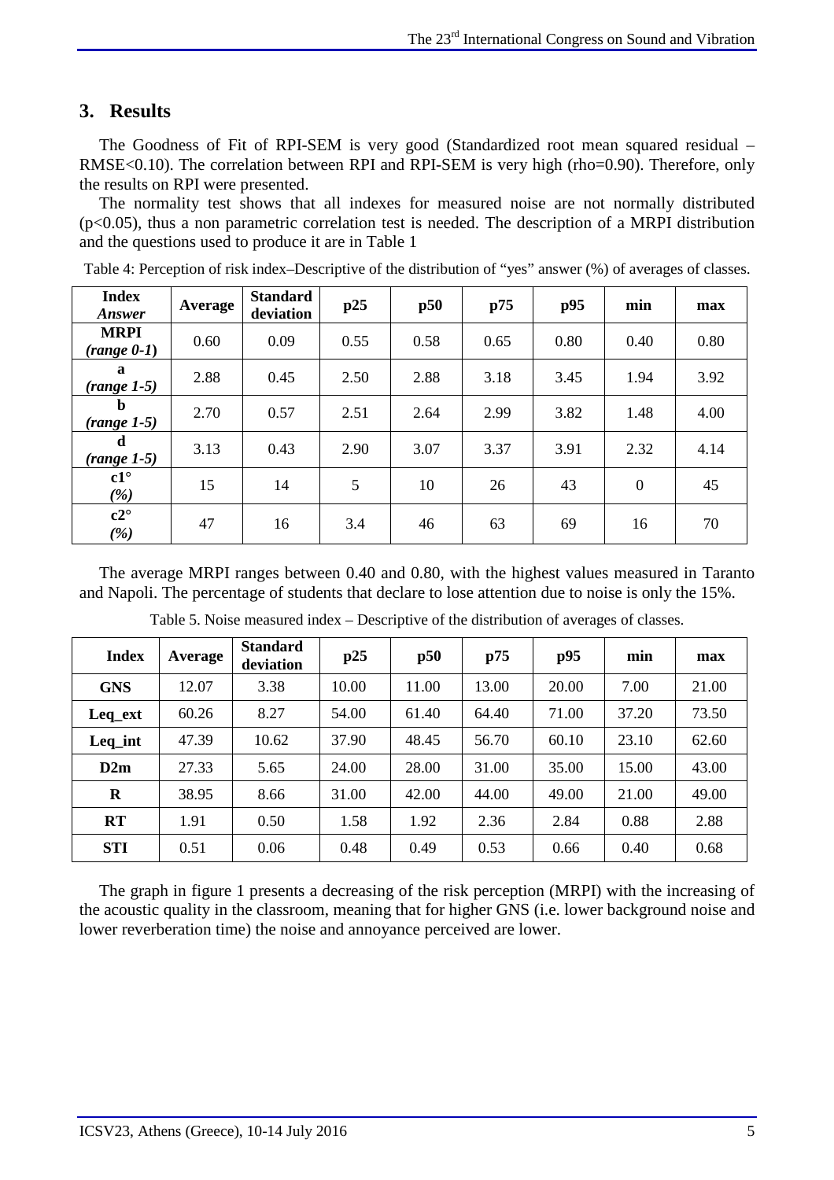## 3. Results

The Goodness of Fit of RPI-SEM is very good (Standardized root mean squared residual – RMSE<0.10). The correlation between RPI and RPI-SEM is very high (rho=0.90). Therefore, only the results on RPI were presented.

The normality test shows that all indexes for measured noise are not normally distributed ($p<0.05$), thus a non parametric correlation test is needed. The description of a MRPI distribution and the questions used to produce it are in Table 1

Table 4: Perception of risk index–Descriptive of the distribution of "yes" answer (%) of averages of classes.

| **Index** *Answer* | **Average** | **Standard deviation** | **p25** | **p50** | **p75** | **p95** | **min** | **max** |
|---|---|---|---|---|---|---|---|---|
| **MRPI** *(range 0-1)* | 0.60 | 0.09 | 0.55 | 0.58 | 0.65 | 0.80 | 0.40 | 0.80 |
| **a** *(range 1-5)* | 2.88 | 0.45 | 2.50 | 2.88 | 3.18 | 3.45 | 1.94 | 3.92 |
| **b** *(range 1-5)* | 2.70 | 0.57 | 2.51 | 2.64 | 2.99 | 3.82 | 1.48 | 4.00 |
| **d** *(range 1-5)* | 3.13 | 0.43 | 2.90 | 3.07 | 3.37 | 3.91 | 2.32 | 4.14 |
| **c1°** *(%)* | 15 | 14 | 5 | 10 | 26 | 43 | 0 | 45 |
| **c2°** *(%)* | 47 | 16 | 3.4 | 46 | 63 | 69 | 16 | 70 |

The average MRPI ranges between 0.40 and 0.80, with the highest values measured in Taranto and Napoli. The percentage of students that declare to lose attention due to noise is only the 15%.

Table 5. Noise measured index – Descriptive of the distribution of averages of classes.

| **Index** | **Average** | **Standard deviation** | **p25** | **p50** | **p75** | **p95** | **min** | **max** |
|---|---|---|---|---|---|---|---|---|
| **GNS** | 12.07 | 3.38 | 10.00 | 11.00 | 13.00 | 20.00 | 7.00 | 21.00 |
| **Leq_ext** | 60.26 | 8.27 | 54.00 | 61.40 | 64.40 | 71.00 | 37.20 | 73.50 |
| **Leq_int** | 47.39 | 10.62 | 37.90 | 48.45 | 56.70 | 60.10 | 23.10 | 62.60 |
| **D2m** | 27.33 | 5.65 | 24.00 | 28.00 | 31.00 | 35.00 | 15.00 | 43.00 |
| **R** | 38.95 | 8.66 | 31.00 | 42.00 | 44.00 | 49.00 | 21.00 | 49.00 |
| **RT** | 1.91 | 0.50 | 1.58 | 1.92 | 2.36 | 2.84 | 0.88 | 2.88 |
| **STI** | 0.51 | 0.06 | 0.48 | 0.49 | 0.53 | 0.66 | 0.40 | 0.68 |

The graph in figure 1 presents a decreasing of the risk perception (MRPI) with the increasing of the acoustic quality in the classroom, meaning that for higher GNS (i.e. lower background noise and lower reverberation time) the noise and annoyance perceived are lower.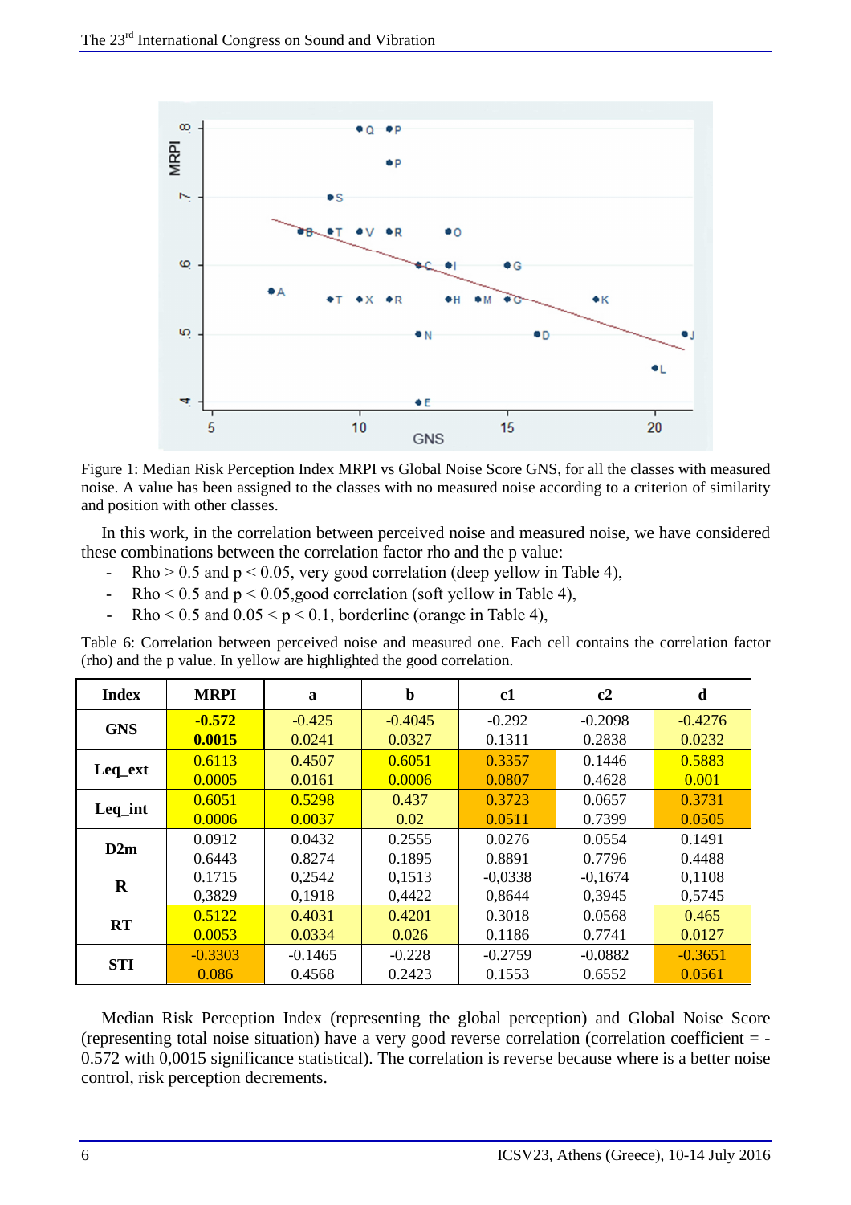Figure 1: Median Risk Perception Index MRPI vs Global Noise Score GNS, for all the classes with measured noise. A value has been assigned to the classes with no measured noise according to a criterion of similarity and position with other classes.

In this work, in the correlation between perceived noise and measured noise, we have considered these combinations between the correlation factor rho and the p value:

- Rho > 0.5 and p < 0.05, very good correlation (deep yellow in Table 4),
- Rho < 0.5 and p < 0.05,good correlation (soft yellow in Table 4),
- Rho < 0.5 and 0.05 < p < 0.1, borderline (orange in Table 4),

Table 6: Correlation between perceived noise and measured one. Each cell contains the correlation factor (rho) and the p value. In yellow are highlighted the good correlation.

| Index | MRPI | a | b | c1 | c2 | d |
|---|---|---|---|---|---|---|
| GNS | **-0.572**<br>**0.0015** | -0.425<br>0.0241 | -0.4045<br>0.0327 | -0.292<br>0.1311 | -0.2098<br>0.2838 | -0.4276<br>0.0232 |
| Leq_ext | 0.6113<br>0.0005 | 0.4507<br>0.0161 | 0.6051<br>0.0006 | 0.3357<br>0.0807 | 0.1446<br>0.4628 | 0.5883<br>0.001 |
| Leq_int | 0.6051<br>0.0006 | 0.5298<br>0.0037 | 0.437<br>0.02 | 0.3723<br>0.0511 | 0.0657<br>0.7399 | 0.3731<br>0.0505 |
| D2m | 0.0912<br>0.6443 | 0.0432<br>0.8274 | 0.2555<br>0.1895 | 0.0276<br>0.8891 | 0.0554<br>0.7796 | 0.1491<br>0.4488 |
| R | 0.1715<br>0,3829 | 0,2542<br>0,1918 | 0,1513<br>0,4422 | -0,0338<br>0,8644 | -0,1674<br>0,3945 | 0,1108<br>0,5745 |
| RT | 0.5122<br>0.0053 | 0.4031<br>0.0334 | 0.4201<br>0.026 | 0.3018<br>0.1186 | 0.0568<br>0.7741 | 0.465<br>0.0127 |
| STI | -0.3303<br>0.086 | -0.1465<br>0.4568 | -0.228<br>0.2423 | -0.2759<br>0.1553 | -0.0882<br>0.6552 | -0.3651<br>0.0561 |

Median Risk Perception Index (representing the global perception) and Global Noise Score (representing total noise situation) have a very good reverse correlation (correlation coefficient = -0.572 with 0,0015 significance statistical). The correlation is reverse because where is a better noise control, risk perception decrements.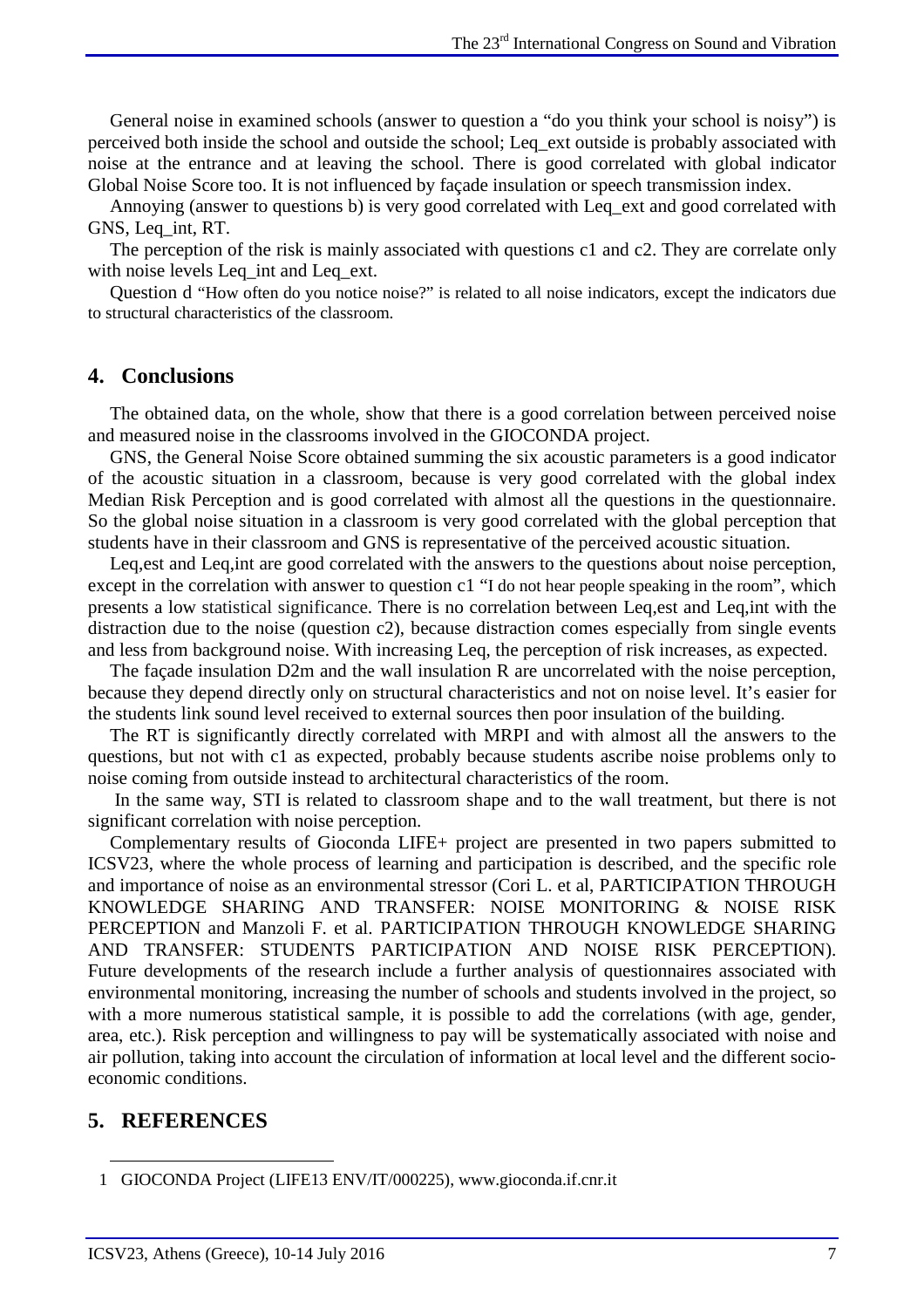General noise in examined schools (answer to question a "do you think your school is noisy") is perceived both inside the school and outside the school; Leq_ext outside is probably associated with noise at the entrance and at leaving the school. There is good correlated with global indicator Global Noise Score too. It is not influenced by façade insulation or speech transmission index.

Annoying (answer to questions b) is very good correlated with Leq_ext and good correlated with GNS, Leq_int, RT.

The perception of the risk is mainly associated with questions c1 and c2. They are correlate only with noise levels Leq_int and Leq_ext.

Question d "How often do you notice noise?" is related to all noise indicators, except the indicators due to structural characteristics of the classroom.

## 4. Conclusions

The obtained data, on the whole, show that there is a good correlation between perceived noise and measured noise in the classrooms involved in the GIOCONDA project.

GNS, the General Noise Score obtained summing the six acoustic parameters is a good indicator of the acoustic situation in a classroom, because is very good correlated with the global index Median Risk Perception and is good correlated with almost all the questions in the questionnaire. So the global noise situation in a classroom is very good correlated with the global perception that students have in their classroom and GNS is representative of the perceived acoustic situation.

Leq,est and Leq,int are good correlated with the answers to the questions about noise perception, except in the correlation with answer to question c1 "I do not hear people speaking in the room", which presents a low statistical significance. There is no correlation between Leq,est and Leq,int with the distraction due to the noise (question c2), because distraction comes especially from single events and less from background noise. With increasing Leq, the perception of risk increases, as expected.

The façade insulation D2m and the wall insulation R are uncorrelated with the noise perception, because they depend directly only on structural characteristics and not on noise level. It's easier for the students link sound level received to external sources then poor insulation of the building.

The RT is significantly directly correlated with MRPI and with almost all the answers to the questions, but not with c1 as expected, probably because students ascribe noise problems only to noise coming from outside instead to architectural characteristics of the room.

In the same way, STI is related to classroom shape and to the wall treatment, but there is not significant correlation with noise perception.

Complementary results of Gioconda LIFE+ project are presented in two papers submitted to ICSV23, where the whole process of learning and participation is described, and the specific role and importance of noise as an environmental stressor (Cori L. et al, PARTICIPATION THROUGH KNOWLEDGE SHARING AND TRANSFER: NOISE MONITORING & NOISE RISK PERCEPTION and Manzoli F. et al. PARTICIPATION THROUGH KNOWLEDGE SHARING AND TRANSFER: STUDENTS PARTICIPATION AND NOISE RISK PERCEPTION). Future developments of the research include a further analysis of questionnaires associated with environmental monitoring, increasing the number of schools and students involved in the project, so with a more numerous statistical sample, it is possible to add the correlations (with age, gender, area, etc.). Risk perception and willingness to pay will be systematically associated with noise and air pollution, taking into account the circulation of information at local level and the different socio-economic conditions.

## 5. REFERENCES

1 GIOCONDA Project (LIFE13 ENV/IT/000225), www.gioconda.if.cnr.it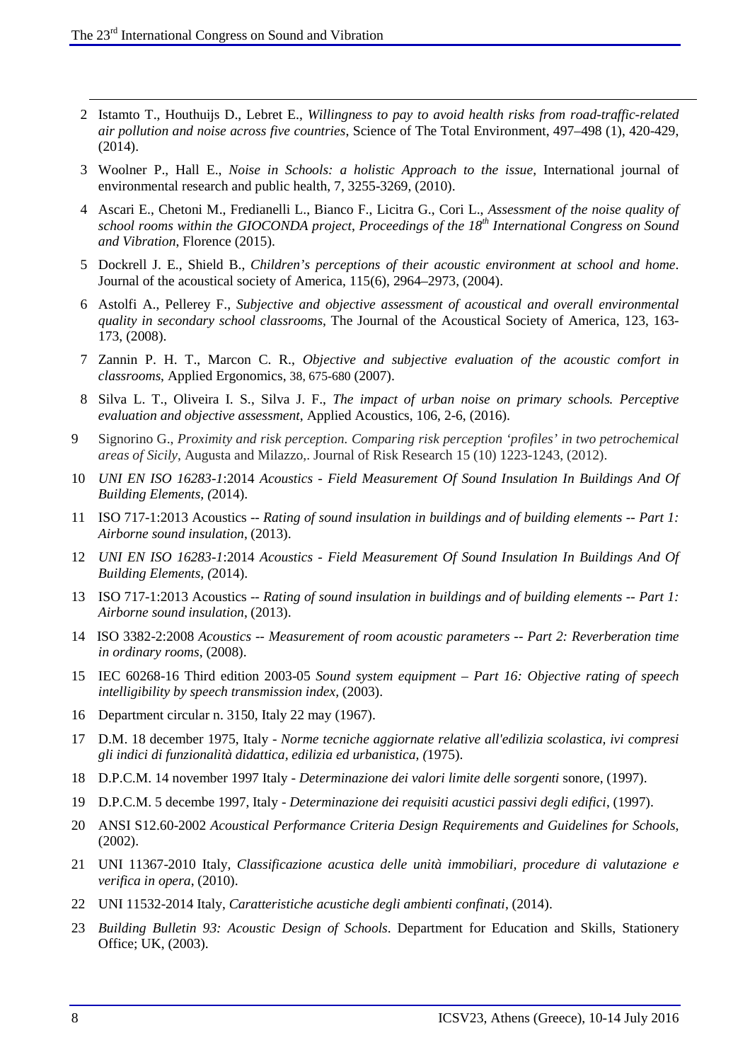2 Istamto T., Houthuijs D., Lebret E., *Willingness to pay to avoid health risks from road-traffic-related air pollution and noise across five countries*, Science of The Total Environment, 497–498 (1), 420-429, (2014).

3 Woolner P., Hall E., *Noise in Schools: a holistic Approach to the issue*, International journal of environmental research and public health, 7, 3255-3269, (2010).

4 Ascari E., Chetoni M., Fredianelli L., Bianco F., Licitra G., Cori L., *Assessment of the noise quality of school rooms within the GIOCONDA project*, *Proceedings of the 18th International Congress on Sound and Vibration*, Florence (2015).

5 Dockrell J. E., Shield B., *Children's perceptions of their acoustic environment at school and home*. Journal of the acoustical society of America, 115(6), 2964–2973, (2004).

6 Astolfi A., Pellerey F., *Subjective and objective assessment of acoustical and overall environmental quality in secondary school classrooms*, The Journal of the Acoustical Society of America, 123, 163-173, (2008).

7 Zannin P. H. T., Marcon C. R., *Objective and subjective evaluation of the acoustic comfort in classrooms*, Applied Ergonomics, 38, 675-680 (2007).

8 Silva L. T., Oliveira I. S., Silva J. F., *The impact of urban noise on primary schools. Perceptive evaluation and objective assessment*, Applied Acoustics, 106, 2-6, (2016).

9 Signorino G., *Proximity and risk perception. Comparing risk perception 'profiles' in two petrochemical areas of Sicily*, Augusta and Milazzo,. Journal of Risk Research 15 (10) 1223-1243, (2012).

10 *UNI EN ISO 16283-1*:2014 *Acoustics - Field Measurement Of Sound Insulation In Buildings And Of Building Elements, (*2014).

11 ISO 717-1:2013 Acoustics -- *Rating of sound insulation in buildings and of building elements -- Part 1: Airborne sound insulation*, (2013).

12 *UNI EN ISO 16283-1*:2014 *Acoustics - Field Measurement Of Sound Insulation In Buildings And Of Building Elements, (*2014).

13 ISO 717-1:2013 Acoustics -- *Rating of sound insulation in buildings and of building elements -- Part 1: Airborne sound insulation*, (2013).

14 ISO 3382-2:2008 *Acoustics -- Measurement of room acoustic parameters -- Part 2: Reverberation time in ordinary rooms*, (2008).

15 IEC 60268-16 Third edition 2003-05 *Sound system equipment – Part 16: Objective rating of speech intelligibility by speech transmission index,* (2003).

16 Department circular n. 3150, Italy 22 may (1967).

17 D.M. 18 december 1975, Italy - *Norme tecniche aggiornate relative all'edilizia scolastica, ivi compresi gli indici di funzionalità didattica, edilizia ed urbanistica, (*1975).

18 D.P.C.M. 14 november 1997 Italy - *Determinazione dei valori limite delle sorgenti* sonore, (1997).

19 D.P.C.M. 5 decembe 1997, Italy - *Determinazione dei requisiti acustici passivi degli edifici*, (1997).

20 ANSI S12.60-2002 *Acoustical Performance Criteria Design Requirements and Guidelines for Schools*, (2002).

21 UNI 11367-2010 Italy, *Classificazione acustica delle unità immobiliari, procedure di valutazione e verifica in opera*, (2010).

22 UNI 11532-2014 Italy, *Caratteristiche acustiche degli ambienti confinati*, (2014).

23 *Building Bulletin 93: Acoustic Design of Schools*. Department for Education and Skills, Stationery Office; UK, (2003).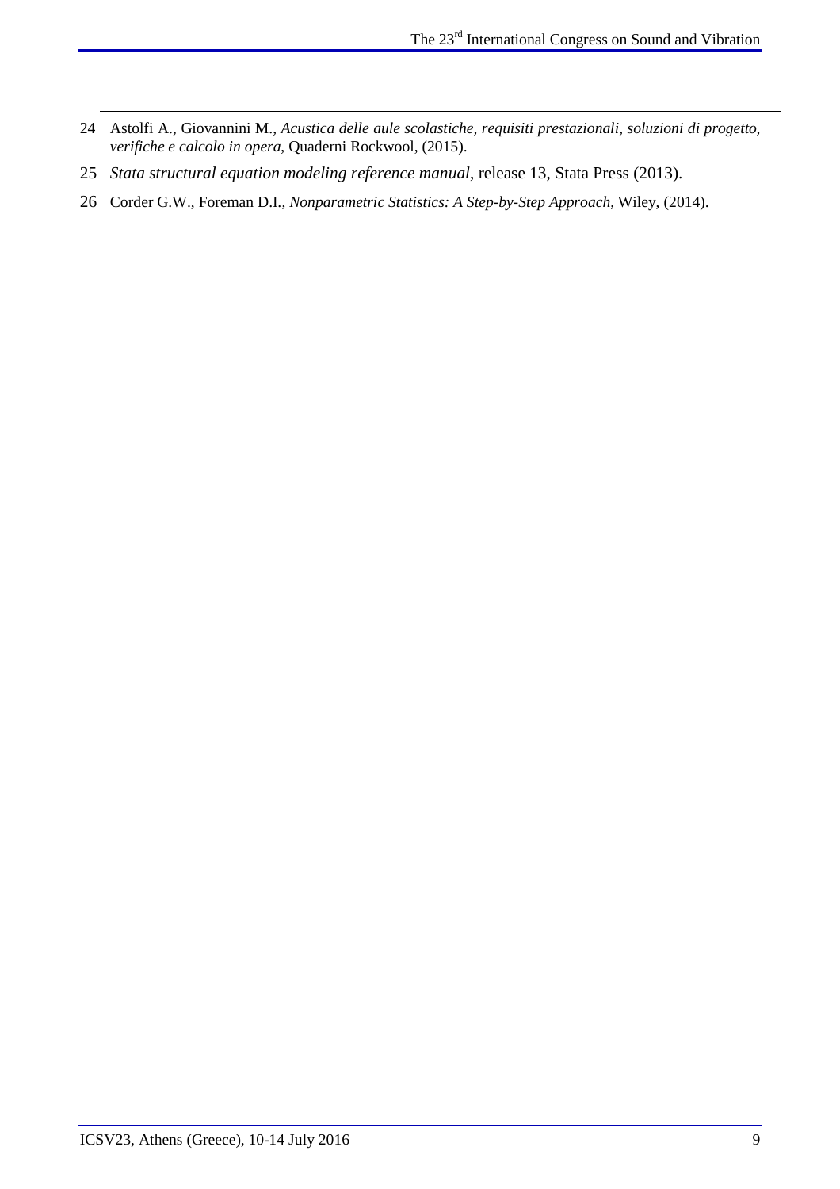24 Astolfi A., Giovannini M., *Acustica delle aule scolastiche, requisiti prestazionali, soluzioni di progetto, verifiche e calcolo in opera*, Quaderni Rockwool, (2015).

25 *Stata structural equation modeling reference manual*, release 13, Stata Press (2013).

26 Corder G.W., Foreman D.I., *Nonparametric Statistics: A Step-by-Step Approach*, Wiley, (2014).